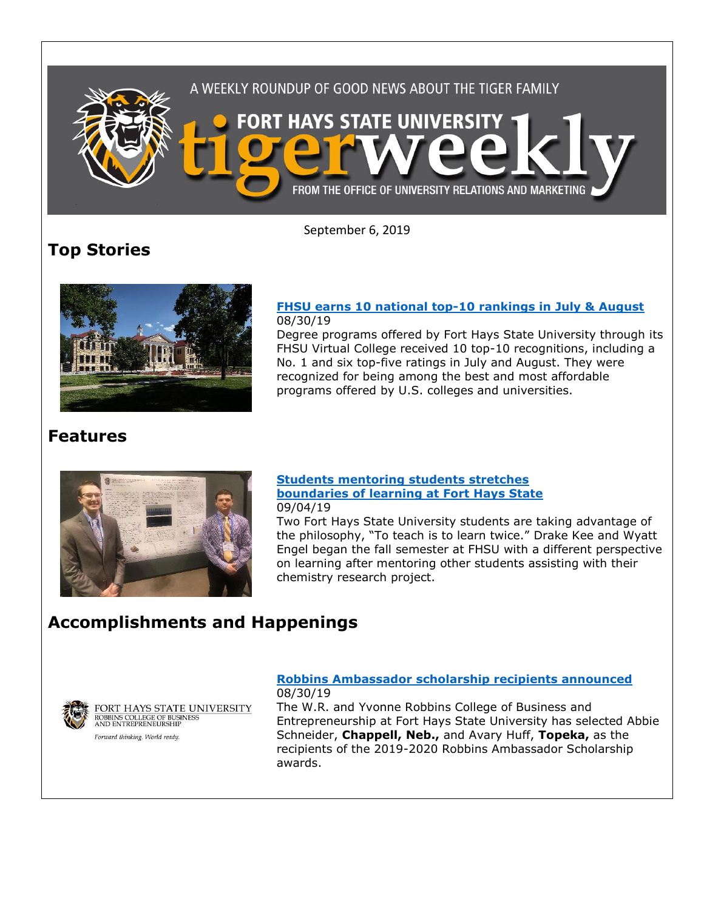A WEEKLY ROUNDUP OF GOOD NEWS ABOUT THE TIGER FAMILY

# FORT HAYS STATE UNIVERSITY tigerweekly

FROM THE OFFICE OF UNIVERSITY RELATIONS AND MARKETING

September 6, 2019

## Top Stories

**FHSU earns 10 national top-10 rankings in July & August**
08/30/19
Degree programs offered by Fort Hays State University through its FHSU Virtual College received 10 top-10 recognitions, including a No. 1 and six top-five ratings in July and August. They were recognized for being among the best and most affordable programs offered by U.S. colleges and universities.

## Features

**Students mentoring students stretches boundaries of learning at Fort Hays State**
09/04/19
Two Fort Hays State University students are taking advantage of the philosophy, "To teach is to learn twice." Drake Kee and Wyatt Engel began the fall semester at FHSU with a different perspective on learning after mentoring other students assisting with their chemistry research project.

## Accomplishments and Happenings

FORT HAYS STATE UNIVERSITY
ROBBINS COLLEGE OF BUSINESS AND ENTREPRENEURSHIP
*Forward thinking. World ready.*

**Robbins Ambassador scholarship recipients announced**
08/30/19
The W.R. and Yvonne Robbins College of Business and Entrepreneurship at Fort Hays State University has selected Abbie Schneider, **Chappell, Neb.,** and Avary Huff, **Topeka,** as the recipients of the 2019-2020 Robbins Ambassador Scholarship awards.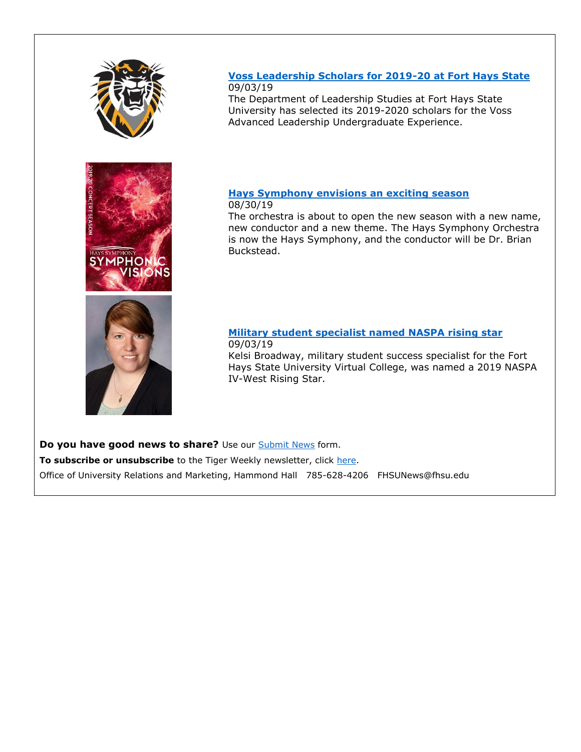**Voss Leadership Scholars for 2019-20 at Fort Hays State**
09/03/19
The Department of Leadership Studies at Fort Hays State University has selected its 2019-2020 scholars for the Voss Advanced Leadership Undergraduate Experience.

**Hays Symphony envisions an exciting season**
08/30/19
The orchestra is about to open the new season with a new name, new conductor and a new theme. The Hays Symphony Orchestra is now the Hays Symphony, and the conductor will be Dr. Brian Buckstead.

**Military student specialist named NASPA rising star**
09/03/19
Kelsi Broadway, military student success specialist for the Fort Hays State University Virtual College, was named a 2019 NASPA IV-West Rising Star.

**Do you have good news to share?** Use our Submit News form.

**To subscribe or unsubscribe** to the Tiger Weekly newsletter, click here.

Office of University Relations and Marketing, Hammond Hall 785-628-4206 FHSUNews@fhsu.edu